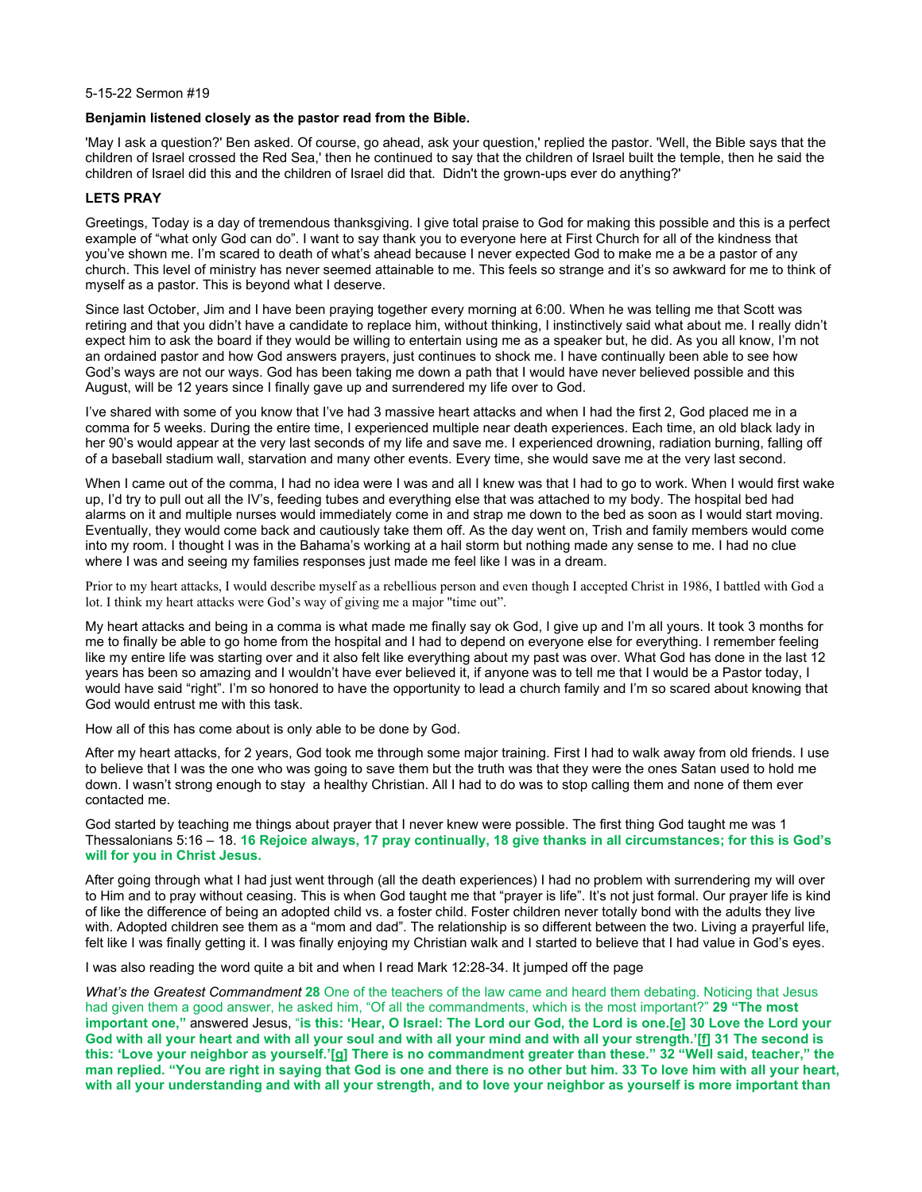5-15-22 Sermon #19

**Benjamin listened closely as the pastor read from the Bible.**

'May I ask a question?' Ben asked. Of course, go ahead, ask your question,' replied the pastor. 'Well, the Bible says that the children of Israel crossed the Red Sea,' then he continued to say that the children of Israel built the temple, then he said the children of Israel did this and the children of Israel did that. Didn't the grown-ups ever do anything?'

**LETS PRAY**

Greetings, Today is a day of tremendous thanksgiving. I give total praise to God for making this possible and this is a perfect example of "what only God can do". I want to say thank you to everyone here at First Church for all of the kindness that you've shown me. I'm scared to death of what's ahead because I never expected God to make me a be a pastor of any church. This level of ministry has never seemed attainable to me. This feels so strange and it's so awkward for me to think of myself as a pastor. This is beyond what I deserve.

Since last October, Jim and I have been praying together every morning at 6:00. When he was telling me that Scott was retiring and that you didn't have a candidate to replace him, without thinking, I instinctively said what about me. I really didn't expect him to ask the board if they would be willing to entertain using me as a speaker but, he did. As you all know, I'm not an ordained pastor and how God answers prayers, just continues to shock me. I have continually been able to see how God's ways are not our ways. God has been taking me down a path that I would have never believed possible and this August, will be 12 years since I finally gave up and surrendered my life over to God.

I've shared with some of you know that I've had 3 massive heart attacks and when I had the first 2, God placed me in a comma for 5 weeks. During the entire time, I experienced multiple near death experiences. Each time, an old black lady in her 90's would appear at the very last seconds of my life and save me. I experienced drowning, radiation burning, falling off of a baseball stadium wall, starvation and many other events. Every time, she would save me at the very last second.

When I came out of the comma, I had no idea were I was and all I knew was that I had to go to work. When I would first wake up, I'd try to pull out all the IV's, feeding tubes and everything else that was attached to my body. The hospital bed had alarms on it and multiple nurses would immediately come in and strap me down to the bed as soon as I would start moving. Eventually, they would come back and cautiously take them off. As the day went on, Trish and family members would come into my room. I thought I was in the Bahama's working at a hail storm but nothing made any sense to me. I had no clue where I was and seeing my families responses just made me feel like I was in a dream.

Prior to my heart attacks, I would describe myself as a rebellious person and even though I accepted Christ in 1986, I battled with God a lot. I think my heart attacks were God's way of giving me a major "time out".

My heart attacks and being in a comma is what made me finally say ok God, I give up and I'm all yours. It took 3 months for me to finally be able to go home from the hospital and I had to depend on everyone else for everything. I remember feeling like my entire life was starting over and it also felt like everything about my past was over. What God has done in the last 12 years has been so amazing and I wouldn't have ever believed it, if anyone was to tell me that I would be a Pastor today, I would have said "right". I'm so honored to have the opportunity to lead a church family and I'm so scared about knowing that God would entrust me with this task.

How all of this has come about is only able to be done by God.

After my heart attacks, for 2 years, God took me through some major training. First I had to walk away from old friends. I use to believe that I was the one who was going to save them but the truth was that they were the ones Satan used to hold me down. I wasn't strong enough to stay a healthy Christian. All I had to do was to stop calling them and none of them ever contacted me.

God started by teaching me things about prayer that I never knew were possible. The first thing God taught me was 1 Thessalonians 5:16 – 18. **16 Rejoice always, 17 pray continually, 18 give thanks in all circumstances; for this is God's will for you in Christ Jesus.**

After going through what I had just went through (all the death experiences) I had no problem with surrendering my will over to Him and to pray without ceasing. This is when God taught me that "prayer is life". It's not just formal. Our prayer life is kind of like the difference of being an adopted child vs. a foster child. Foster children never totally bond with the adults they live with. Adopted children see them as a "mom and dad". The relationship is so different between the two. Living a prayerful life, felt like I was finally getting it. I was finally enjoying my Christian walk and I started to believe that I had value in God's eyes.

I was also reading the word quite a bit and when I read Mark 12:28-34. It jumped off the page

*What's the Greatest Commandment* **28** One of the teachers of the law came and heard them debating. Noticing that Jesus had given them a good answer, he asked him, "Of all the commandments, which is the most important?" **29 "The most important one,"** answered Jesus, "**is this: 'Hear, O Israel: The Lord our God, the Lord is one.[e] 30 Love the Lord your God with all your heart and with all your soul and with all your mind and with all your strength.'[f] 31 The second is this: 'Love your neighbor as yourself.'[g] There is no commandment greater than these." 32 "Well said, teacher," the man replied. "You are right in saying that God is one and there is no other but him. 33 To love him with all your heart, with all your understanding and with all your strength, and to love your neighbor as yourself is more important than**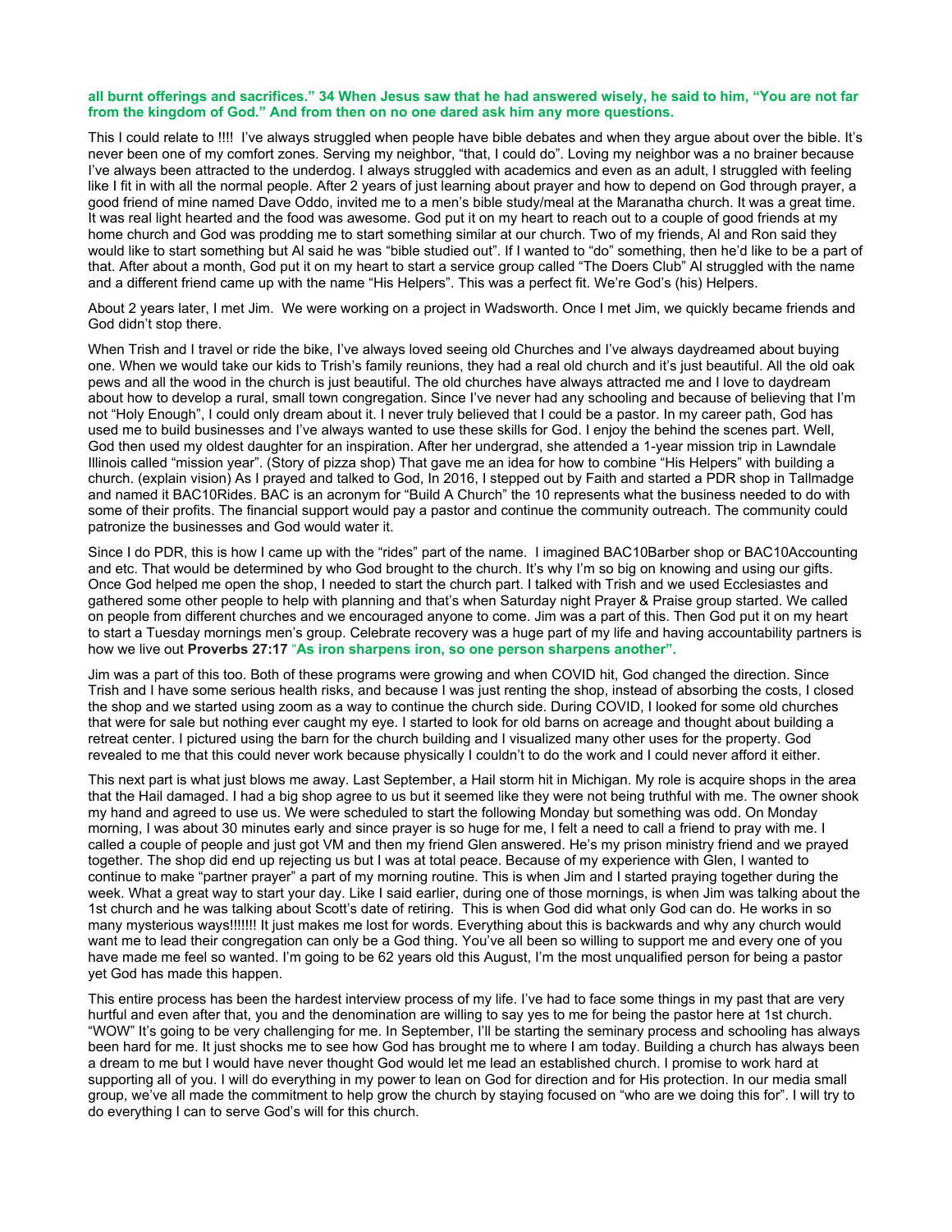**all burnt offerings and sacrifices." 34 When Jesus saw that he had answered wisely, he said to him, "You are not far from the kingdom of God." And from then on no one dared ask him any more questions.**

This I could relate to !!!! I've always struggled when people have bible debates and when they argue about over the bible. It's never been one of my comfort zones. Serving my neighbor, "that, I could do". Loving my neighbor was a no brainer because I've always been attracted to the underdog. I always struggled with academics and even as an adult, I struggled with feeling like I fit in with all the normal people. After 2 years of just learning about prayer and how to depend on God through prayer, a good friend of mine named Dave Oddo, invited me to a men's bible study/meal at the Maranatha church. It was a great time. It was real light hearted and the food was awesome. God put it on my heart to reach out to a couple of good friends at my home church and God was prodding me to start something similar at our church. Two of my friends, Al and Ron said they would like to start something but Al said he was "bible studied out". If I wanted to "do" something, then he'd like to be a part of that. After about a month, God put it on my heart to start a service group called "The Doers Club" Al struggled with the name and a different friend came up with the name "His Helpers". This was a perfect fit. We're God's (his) Helpers.

About 2 years later, I met Jim. We were working on a project in Wadsworth. Once I met Jim, we quickly became friends and God didn't stop there.

When Trish and I travel or ride the bike, I've always loved seeing old Churches and I've always daydreamed about buying one. When we would take our kids to Trish's family reunions, they had a real old church and it's just beautiful. All the old oak pews and all the wood in the church is just beautiful. The old churches have always attracted me and I love to daydream about how to develop a rural, small town congregation. Since I've never had any schooling and because of believing that I'm not "Holy Enough", I could only dream about it. I never truly believed that I could be a pastor. In my career path, God has used me to build businesses and I've always wanted to use these skills for God. I enjoy the behind the scenes part. Well, God then used my oldest daughter for an inspiration. After her undergrad, she attended a 1-year mission trip in Lawndale Illinois called "mission year". (Story of pizza shop) That gave me an idea for how to combine "His Helpers" with building a church. (explain vision) As I prayed and talked to God, In 2016, I stepped out by Faith and started a PDR shop in Tallmadge and named it BAC10Rides. BAC is an acronym for "Build A Church" the 10 represents what the business needed to do with some of their profits. The financial support would pay a pastor and continue the community outreach. The community could patronize the businesses and God would water it.

Since I do PDR, this is how I came up with the "rides" part of the name. I imagined BAC10Barber shop or BAC10Accounting and etc. That would be determined by who God brought to the church. It's why I'm so big on knowing and using our gifts. Once God helped me open the shop, I needed to start the church part. I talked with Trish and we used Ecclesiastes and gathered some other people to help with planning and that's when Saturday night Prayer & Praise group started. We called on people from different churches and we encouraged anyone to come. Jim was a part of this. Then God put it on my heart to start a Tuesday mornings men's group. Celebrate recovery was a huge part of my life and having accountability partners is how we live out **Proverbs 27:17** "**As iron sharpens iron, so one person sharpens another".**

Jim was a part of this too. Both of these programs were growing and when COVID hit, God changed the direction. Since Trish and I have some serious health risks, and because I was just renting the shop, instead of absorbing the costs, I closed the shop and we started using zoom as a way to continue the church side. During COVID, I looked for some old churches that were for sale but nothing ever caught my eye. I started to look for old barns on acreage and thought about building a retreat center. I pictured using the barn for the church building and I visualized many other uses for the property. God revealed to me that this could never work because physically I couldn't to do the work and I could never afford it either.

This next part is what just blows me away. Last September, a Hail storm hit in Michigan. My role is acquire shops in the area that the Hail damaged. I had a big shop agree to us but it seemed like they were not being truthful with me. The owner shook my hand and agreed to use us. We were scheduled to start the following Monday but something was odd. On Monday morning, I was about 30 minutes early and since prayer is so huge for me, I felt a need to call a friend to pray with me. I called a couple of people and just got VM and then my friend Glen answered. He's my prison ministry friend and we prayed together. The shop did end up rejecting us but I was at total peace. Because of my experience with Glen, I wanted to continue to make "partner prayer" a part of my morning routine. This is when Jim and I started praying together during the week. What a great way to start your day. Like I said earlier, during one of those mornings, is when Jim was talking about the 1st church and he was talking about Scott's date of retiring. This is when God did what only God can do. He works in so many mysterious ways!!!!!!! It just makes me lost for words. Everything about this is backwards and why any church would want me to lead their congregation can only be a God thing. You've all been so willing to support me and every one of you have made me feel so wanted. I'm going to be 62 years old this August, I'm the most unqualified person for being a pastor yet God has made this happen.

This entire process has been the hardest interview process of my life. I've had to face some things in my past that are very hurtful and even after that, you and the denomination are willing to say yes to me for being the pastor here at 1st church. "WOW" It's going to be very challenging for me. In September, I'll be starting the seminary process and schooling has always been hard for me. It just shocks me to see how God has brought me to where I am today. Building a church has always been a dream to me but I would have never thought God would let me lead an established church. I promise to work hard at supporting all of you. I will do everything in my power to lean on God for direction and for His protection. In our media small group, we've all made the commitment to help grow the church by staying focused on "who are we doing this for". I will try to do everything I can to serve God's will for this church.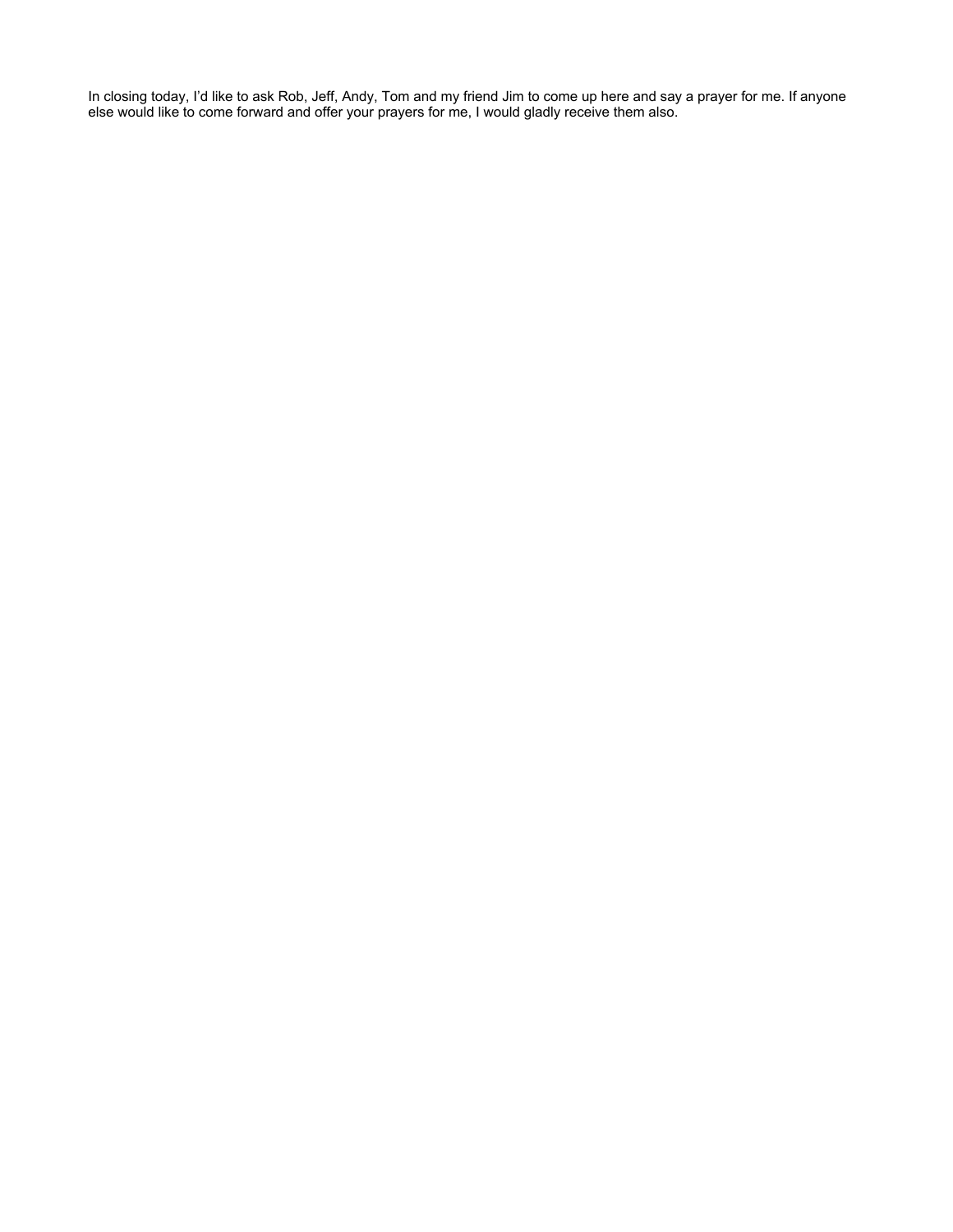In closing today, I'd like to ask Rob, Jeff, Andy, Tom and my friend Jim to come up here and say a prayer for me. If anyone else would like to come forward and offer your prayers for me, I would gladly receive them also.